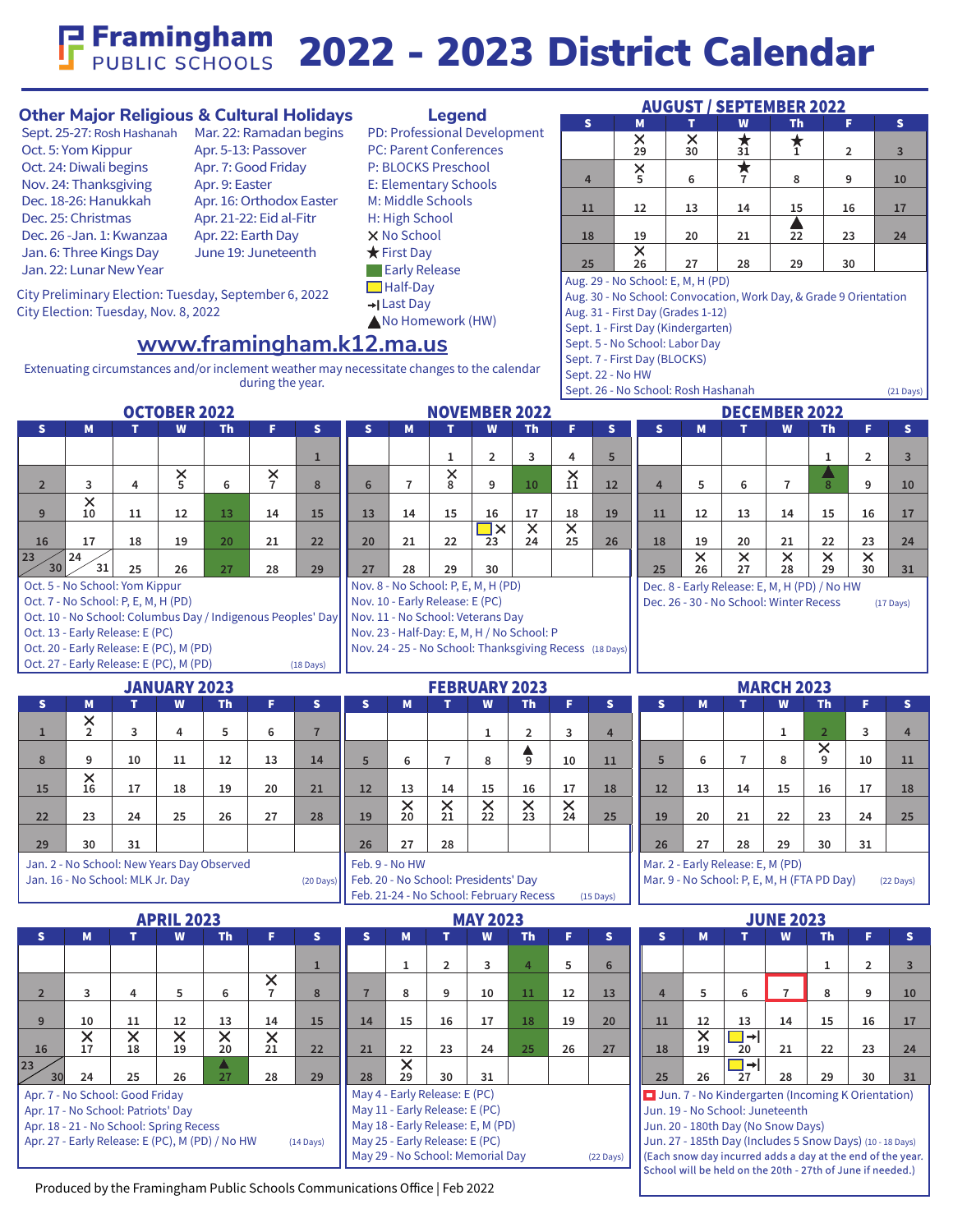# Framingham Public Schools 2022 - 2023 District Calendar

## Other Major Religious & Cultural Holidays

- Sept. 25-27: Rosh Hashanah
- Oct. 5: Yom Kippur
- Oct. 24: Diwali begins
- Nov. 24: Thanksgiving
- Dec. 18-26: Hanukkah
- Dec. 25: Christmas
- Dec. 26 -Jan. 1: Kwanzaa
- Jan. 6: Three Kings Day
- Jan. 22: Lunar New Year
- Mar. 22: Ramadan begins
- Apr. 5-13: Passover
- Apr. 7: Good Friday
- Apr. 9: Easter
- Apr. 16: Orthodox Easter
- Apr. 21-22: Eid al-Fitr
- Apr. 22: Earth Day
- June 19: Juneteenth

City Preliminary Election: Tuesday, September 6, 2022
City Election: Tuesday, Nov. 8, 2022

## Legend

- PD: Professional Development
- PC: Parent Conferences
- P: BLOCKS Preschool
- E: Elementary Schools
- M: Middle Schools
- H: High School
- ✕ No School
- ★ First Day
- Early Release (green)
- Half-Day (yellow)
- →| Last Day
- ▲ No Homework (HW)

**www.framingham.k12.ma.us**

Extenuating circumstances and/or inclement weather may necessitate changes to the calendar during the year.

## AUGUST / SEPTEMBER 2022

| S | M | T | W | Th | F | S |
|---|---|---|---|---|---|---|
| | ✕ 29 | ✕ 30 | ★ 31 | ★ 1 | 2 | 3 |
| 4 | ✕ 5 | 6 | ★ 7 | 8 | 9 | 10 |
| 11 | 12 | 13 | 14 | 15 | 16 | 17 |
| 18 | 19 | 20 | 21 | ▲ 22 | 23 | 24 |
| 25 | ✕ 26 | 27 | 28 | 29 | 30 | |

- Aug. 29 - No School: E, M, H (PD)
- Aug. 30 - No School: Convocation, Work Day, & Grade 9 Orientation
- Aug. 31 - First Day (Grades 1-12)
- Sept. 1 - First Day (Kindergarten)
- Sept. 5 - No School: Labor Day
- Sept. 7 - First Day (BLOCKS)
- Sept. 22 - No HW
- Sept. 26 - No School: Rosh Hashanah

(21 Days)

## OCTOBER 2022

| S | M | T | W | Th | F | S |
|---|---|---|---|---|---|---|
| | | | | | | 1 |
| 2 | 3 | 4 | ✕ 5 | 6 | ✕ 7 | 8 |
| 9 | ✕ 10 | 11 | 12 | 13 (Early Release) | 14 | 15 |
| 16 | 17 | 18 | 19 | 20 (Early Release) | 21 | 22 |
| 23/30 | 24/31 | 25 | 26 | 27 (Early Release) | 28 | 29 |

- Oct. 5 - No School: Yom Kippur
- Oct. 7 - No School: P, E, M, H (PD)
- Oct. 10 - No School: Columbus Day / Indigenous Peoples' Day
- Oct. 13 - Early Release: E (PC)
- Oct. 20 - Early Release: E (PC), M (PD)
- Oct. 27 - Early Release: E (PC), M (PD)

(18 Days)

## NOVEMBER 2022

| S | M | T | W | Th | F | S |
|---|---|---|---|---|---|---|
| | | 1 | 2 | 3 | 4 | 5 |
| 6 | 7 | ✕ 8 | 9 | 10 (Early Release) | ✕ 11 | 12 |
| 13 | 14 | 15 | 16 | 17 | 18 | 19 |
| 20 | 21 | 22 | 23 (Half-Day) ✕ | ✕ 24 | ✕ 25 | 26 |
| 27 | 28 | 29 | 30 | | | |

- Nov. 8 - No School: P, E, M, H (PD)
- Nov. 10 - Early Release: E (PC)
- Nov. 11 - No School: Veterans Day
- Nov. 23 - Half-Day: E, M, H / No School: P
- Nov. 24 - 25 - No School: Thanksgiving Recess

(18 Days)

## DECEMBER 2022

| S | M | T | W | Th | F | S |
|---|---|---|---|---|---|---|
| | | | | 1 | 2 | 3 |
| 4 | 5 | 6 | 7 | ▲ 8 (Early Release) | 9 | 10 |
| 11 | 12 | 13 | 14 | 15 | 16 | 17 |
| 18 | 19 | 20 | 21 | 22 | 23 | 24 |
| 25 | ✕ 26 | ✕ 27 | ✕ 28 | ✕ 29 | ✕ 30 | 31 |

- Dec. 8 - Early Release: E, M, H (PD) / No HW
- Dec. 26 - 30 - No School: Winter Recess

(17 Days)

## JANUARY 2023

| S | M | T | W | Th | F | S |
|---|---|---|---|---|---|---|
| 1 | ✕ 2 | 3 | 4 | 5 | 6 | 7 |
| 8 | 9 | 10 | 11 | 12 | 13 | 14 |
| 15 | ✕ 16 | 17 | 18 | 19 | 20 | 21 |
| 22 | 23 | 24 | 25 | 26 | 27 | 28 |
| 29 | 30 | 31 | | | | |

- Jan. 2 - No School: New Years Day Observed
- Jan. 16 - No School: MLK Jr. Day

(20 Days)

## FEBRUARY 2023

| S | M | T | W | Th | F | S |
|---|---|---|---|---|---|---|
| | | | 1 | 2 | 3 | 4 |
| 5 | 6 | 7 | 8 | ▲ 9 | 10 | 11 |
| 12 | 13 | 14 | 15 | 16 | 17 | 18 |
| 19 | ✕ 20 | ✕ 21 | ✕ 22 | ✕ 23 | ✕ 24 | 25 |
| 26 | 27 | 28 | | | | |

- Feb. 9 - No HW
- Feb. 20 - No School: Presidents' Day
- Feb. 21-24 - No School: February Recess

(15 Days)

## MARCH 2023

| S | M | T | W | Th | F | S |
|---|---|---|---|---|---|---|
| | | | 1 | 2 (Early Release) | 3 | 4 |
| 5 | 6 | 7 | 8 | ✕ 9 | 10 | 11 |
| 12 | 13 | 14 | 15 | 16 | 17 | 18 |
| 19 | 20 | 21 | 22 | 23 | 24 | 25 |
| 26 | 27 | 28 | 29 | 30 | 31 | |

- Mar. 2 - Early Release: E, M (PD)
- Mar. 9 - No School: P, E, M, H (FTA PD Day)

(22 Days)

## APRIL 2023

| S | M | T | W | Th | F | S |
|---|---|---|---|---|---|---|
| | | | | | | 1 |
| 2 | 3 | 4 | 5 | 6 | ✕ 7 | 8 |
| 9 | 10 | 11 | 12 | 13 | 14 | 15 |
| 16 | ✕ 17 | ✕ 18 | ✕ 19 | ✕ 20 | ✕ 21 | 22 |
| 23/30 | 24 | 25 | 26 | ▲ 27 (Early Release) | 28 | 29 |

- Apr. 7 - No School: Good Friday
- Apr. 17 - No School: Patriots' Day
- Apr. 18 - 21 - No School: Spring Recess
- Apr. 27 - Early Release: E (PC), M (PD) / No HW

(14 Days)

## MAY 2023

| S | M | T | W | Th | F | S |
|---|---|---|---|---|---|---|
| | 1 | 2 | 3 | 4 (Early Release) | 5 | 6 |
| 7 | 8 | 9 | 10 | 11 (Early Release) | 12 | 13 |
| 14 | 15 | 16 | 17 | 18 (Early Release) | 19 | 20 |
| 21 | 22 | 23 | 24 | 25 (Early Release) | 26 | 27 |
| 28 | ✕ 29 | 30 | 31 | | | |

- May 4 - Early Release: E (PC)
- May 11 - Early Release: E (PC)
- May 18 - Early Release: E, M (PD)
- May 25 - Early Release: E (PC)
- May 29 - No School: Memorial Day

(22 Days)

## JUNE 2023

| S | M | T | W | Th | F | S |
|---|---|---|---|---|---|---|
| | | | | 1 | 2 | 3 |
| 4 | 5 | 6 | 7 (red box) | 8 | 9 | 10 |
| 11 | 12 | 13 | 14 | 15 | 16 | 17 |
| 18 | ✕ 19 | 20 (Half-Day) →\| | 21 | 22 | 23 | 24 |
| 25 | 26 | 27 (Half-Day) →\| | 28 | 29 | 30 | 31 |

- Jun. 7 - No Kindergarten (Incoming K Orientation)
- Jun. 19 - No School: Juneteenth
- Jun. 20 - 180th Day (No Snow Days)
- Jun. 27 - 185th Day (Includes 5 Snow Days) (10 - 18 Days)

(Each snow day incurred adds a day at the end of the year. School will be held on the 20th - 27th of June if needed.)

Produced by the Framingham Public Schools Communications Office | Feb 2022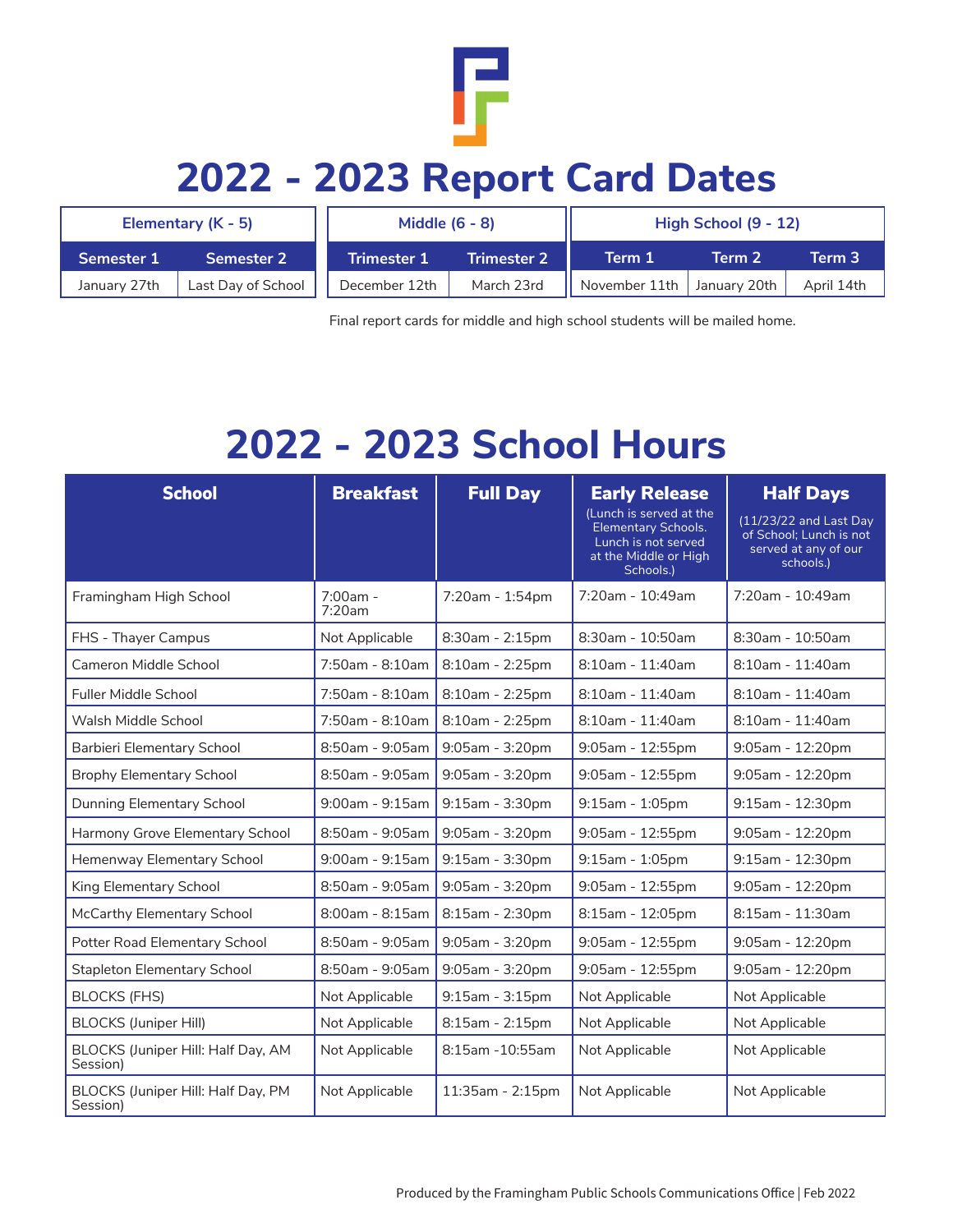# 2022 - 2023 Report Card Dates

| Elementary (K - 5) | | Middle (6 - 8) | | High School (9 - 12) | | |
|---|---|---|---|---|---|---|
| Semester 1 | Semester 2 | Trimester 1 | Trimester 2 | Term 1 | Term 2 | Term 3 |
| January 27th | Last Day of School | December 12th | March 23rd | November 11th | January 20th | April 14th |

Final report cards for middle and high school students will be mailed home.

# 2022 - 2023 School Hours

| School | Breakfast | Full Day | Early Release (Lunch is served at the Elementary Schools. Lunch is not served at the Middle or High Schools.) | Half Days (11/23/22 and Last Day of School; Lunch is not served at any of our schools.) |
|---|---|---|---|---|
| Framingham High School | 7:00am - 7:20am | 7:20am - 1:54pm | 7:20am - 10:49am | 7:20am - 10:49am |
| FHS - Thayer Campus | Not Applicable | 8:30am - 2:15pm | 8:30am - 10:50am | 8:30am - 10:50am |
| Cameron Middle School | 7:50am - 8:10am | 8:10am - 2:25pm | 8:10am - 11:40am | 8:10am - 11:40am |
| Fuller Middle School | 7:50am - 8:10am | 8:10am - 2:25pm | 8:10am - 11:40am | 8:10am - 11:40am |
| Walsh Middle School | 7:50am - 8:10am | 8:10am - 2:25pm | 8:10am - 11:40am | 8:10am - 11:40am |
| Barbieri Elementary School | 8:50am - 9:05am | 9:05am - 3:20pm | 9:05am - 12:55pm | 9:05am - 12:20pm |
| Brophy Elementary School | 8:50am - 9:05am | 9:05am - 3:20pm | 9:05am - 12:55pm | 9:05am - 12:20pm |
| Dunning Elementary School | 9:00am - 9:15am | 9:15am - 3:30pm | 9:15am - 1:05pm | 9:15am - 12:30pm |
| Harmony Grove Elementary School | 8:50am - 9:05am | 9:05am - 3:20pm | 9:05am - 12:55pm | 9:05am - 12:20pm |
| Hemenway Elementary School | 9:00am - 9:15am | 9:15am - 3:30pm | 9:15am - 1:05pm | 9:15am - 12:30pm |
| King Elementary School | 8:50am - 9:05am | 9:05am - 3:20pm | 9:05am - 12:55pm | 9:05am - 12:20pm |
| McCarthy Elementary School | 8:00am - 8:15am | 8:15am - 2:30pm | 8:15am - 12:05pm | 8:15am - 11:30am |
| Potter Road Elementary School | 8:50am - 9:05am | 9:05am - 3:20pm | 9:05am - 12:55pm | 9:05am - 12:20pm |
| Stapleton Elementary School | 8:50am - 9:05am | 9:05am - 3:20pm | 9:05am - 12:55pm | 9:05am - 12:20pm |
| BLOCKS (FHS) | Not Applicable | 9:15am - 3:15pm | Not Applicable | Not Applicable |
| BLOCKS (Juniper Hill) | Not Applicable | 8:15am - 2:15pm | Not Applicable | Not Applicable |
| BLOCKS (Juniper Hill: Half Day, AM Session) | Not Applicable | 8:15am -10:55am | Not Applicable | Not Applicable |
| BLOCKS (Juniper Hill: Half Day, PM Session) | Not Applicable | 11:35am - 2:15pm | Not Applicable | Not Applicable |

Produced by the Framingham Public Schools Communications Office | Feb 2022